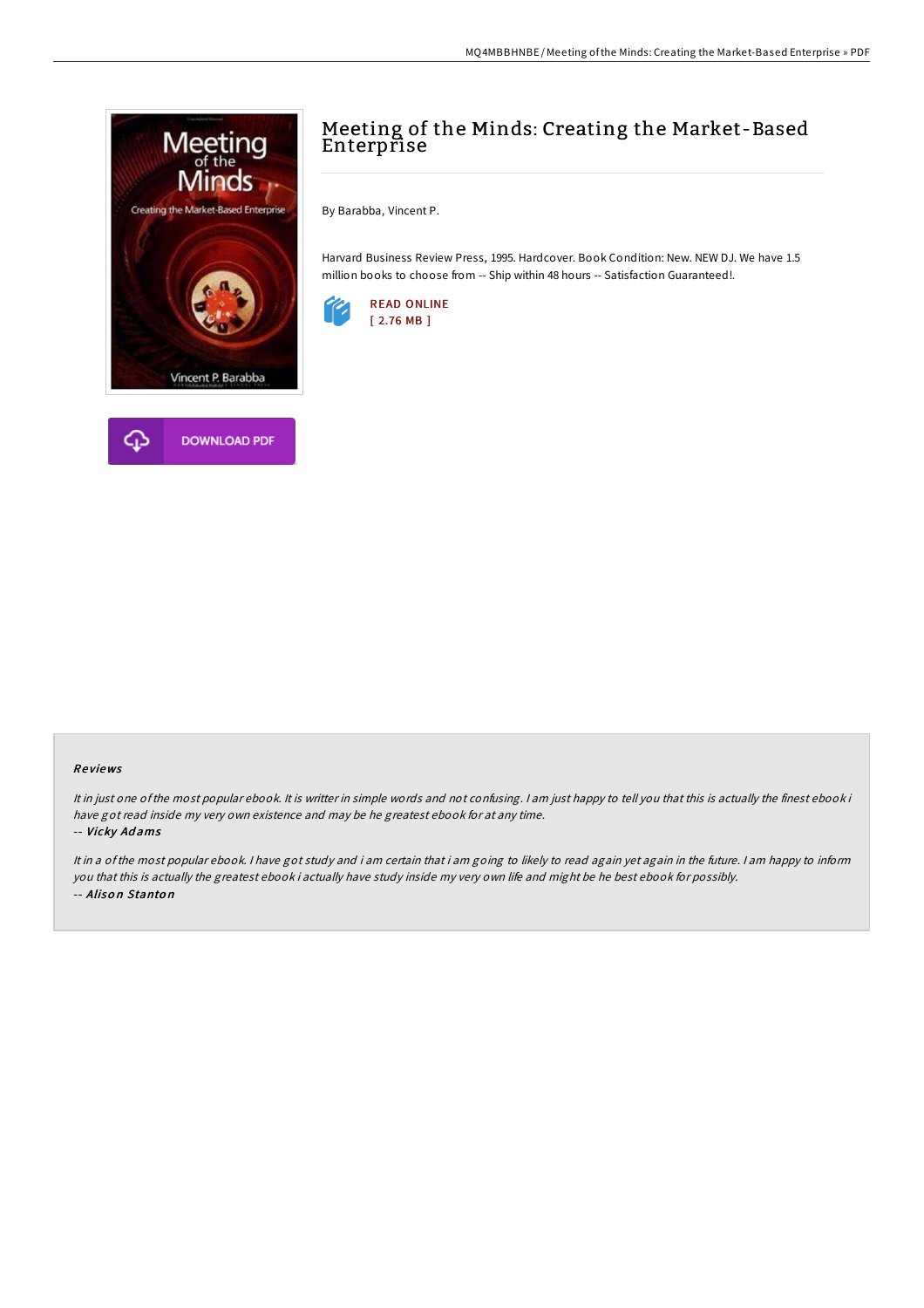# Meeting of the Minds: Creating the Market-Based Enterprise

By Barabba, Vincent P.

Harvard Business Review Press, 1995. Hardcover. Book Condition: New. NEW DJ. We have 1.5 million books to choose from -- Ship within 48 hours -- Satisfaction Guaranteed!.

READ ONLINE
[ 2.76 MB ]

DOWNLOAD PDF

### Reviews

*It in just one of the most popular ebook. It is writter in simple words and not confusing. I am just happy to tell you that this is actually the finest ebook i have got read inside my very own existence and may be he greatest ebook for at any time.*

-- ***Vicky Adams***

*It in a of the most popular ebook. I have got study and i am certain that i am going to likely to read again yet again in the future. I am happy to inform you that this is actually the greatest ebook i actually have study inside my very own life and might be he best ebook for possibly.*

-- ***Alison Stanton***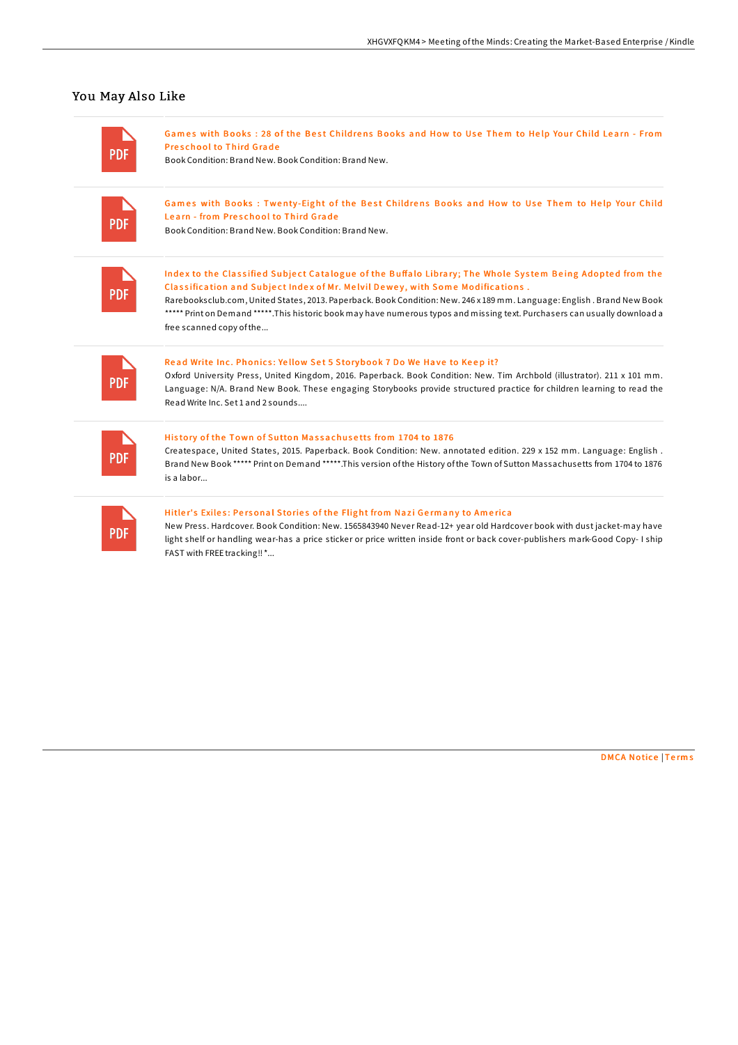## You May Also Like

PDF

**Games with Books : 28 of the Best Childrens Books and How to Use Them to Help Your Child Learn - From Preschool to Third Grade**

Book Condition: Brand New. Book Condition: Brand New.

PDF

**Games with Books : Twenty-Eight of the Best Childrens Books and How to Use Them to Help Your Child Learn - from Preschool to Third Grade**

Book Condition: Brand New. Book Condition: Brand New.

PDF

**Index to the Classified Subject Catalogue of the Buffalo Library; The Whole System Being Adopted from the Classification and Subject Index of Mr. Melvil Dewey, with Some Modifications .**

Rarebooksclub.com, United States, 2013. Paperback. Book Condition: New. 246 x 189 mm. Language: English . Brand New Book ***** Print on Demand *****.This historic book may have numerous typos and missing text. Purchasers can usually download a free scanned copy of the...

PDF

**Read Write Inc. Phonics: Yellow Set 5 Storybook 7 Do We Have to Keep it?**

Oxford University Press, United Kingdom, 2016. Paperback. Book Condition: New. Tim Archbold (illustrator). 211 x 101 mm. Language: N/A. Brand New Book. These engaging Storybooks provide structured practice for children learning to read the Read Write Inc. Set 1 and 2 sounds....

PDF

**History of the Town of Sutton Massachusetts from 1704 to 1876**

Createspace, United States, 2015. Paperback. Book Condition: New. annotated edition. 229 x 152 mm. Language: English . Brand New Book ***** Print on Demand *****.This version of the History of the Town of Sutton Massachusetts from 1704 to 1876 is a labor...

PDF

**Hitler's Exiles: Personal Stories of the Flight from Nazi Germany to America**

New Press. Hardcover. Book Condition: New. 1565843940 Never Read-12+ year old Hardcover book with dust jacket-may have light shelf or handling wear-has a price sticker or price written inside front or back cover-publishers mark-Good Copy- I ship FAST with FREE tracking!! *...

DMCA Notice | Terms